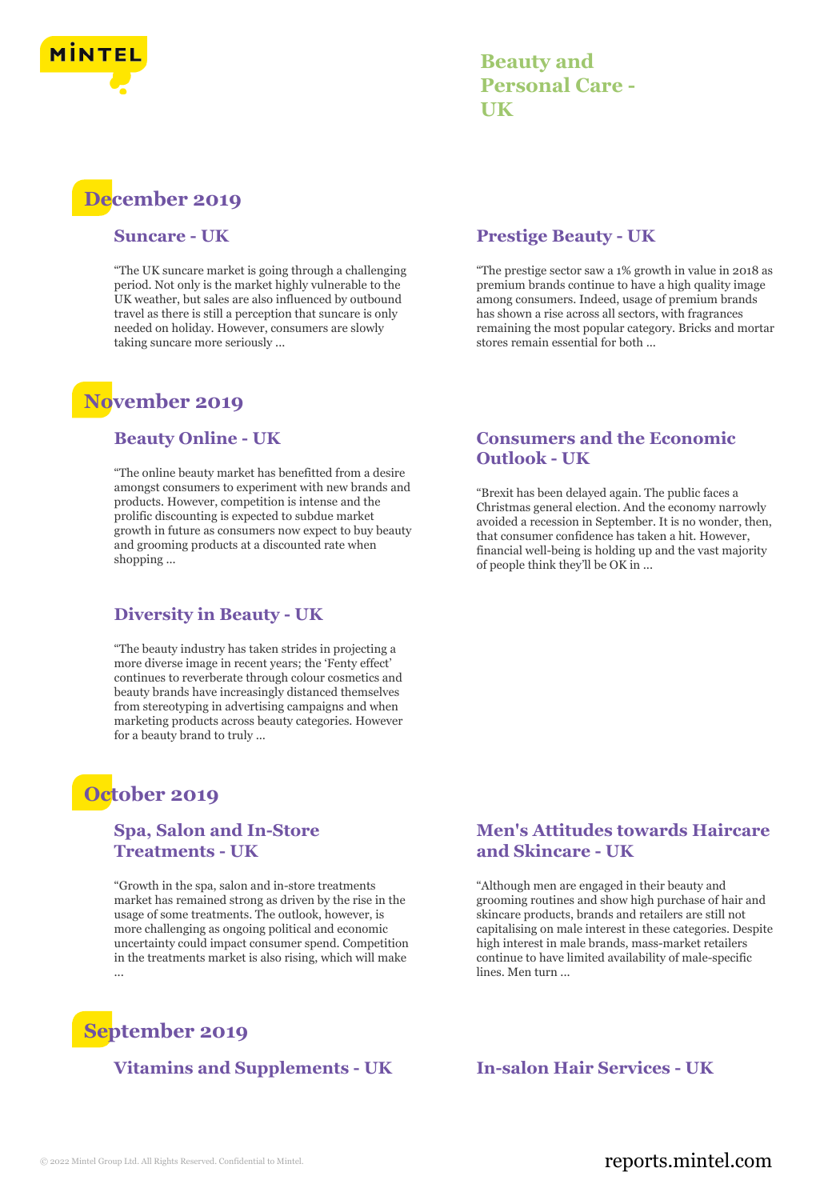# Beauty and Personal Care - UK

## December 2019

### Suncare - UK

"The UK suncare market is going through a challenging period. Not only is the market highly vulnerable to the UK weather, but sales are also influenced by outbound travel as there is still a perception that suncare is only needed on holiday. However, consumers are slowly taking suncare more seriously ...

### Prestige Beauty - UK

"The prestige sector saw a 1% growth in value in 2018 as premium brands continue to have a high quality image among consumers. Indeed, usage of premium brands has shown a rise across all sectors, with fragrances remaining the most popular category. Bricks and mortar stores remain essential for both ...

## November 2019

### Beauty Online - UK

"The online beauty market has benefitted from a desire amongst consumers to experiment with new brands and products. However, competition is intense and the prolific discounting is expected to subdue market growth in future as consumers now expect to buy beauty and grooming products at a discounted rate when shopping ...

### Consumers and the Economic Outlook - UK

"Brexit has been delayed again. The public faces a Christmas general election. And the economy narrowly avoided a recession in September. It is no wonder, then, that consumer confidence has taken a hit. However, financial well-being is holding up and the vast majority of people think they'll be OK in ...

### Diversity in Beauty - UK

"The beauty industry has taken strides in projecting a more diverse image in recent years; the 'Fenty effect' continues to reverberate through colour cosmetics and beauty brands have increasingly distanced themselves from stereotyping in advertising campaigns and when marketing products across beauty categories. However for a beauty brand to truly ...

## October 2019

### Spa, Salon and In-Store Treatments - UK

"Growth in the spa, salon and in-store treatments market has remained strong as driven by the rise in the usage of some treatments. The outlook, however, is more challenging as ongoing political and economic uncertainty could impact consumer spend. Competition in the treatments market is also rising, which will make ...

### Men's Attitudes towards Haircare and Skincare - UK

"Although men are engaged in their beauty and grooming routines and show high purchase of hair and skincare products, brands and retailers are still not capitalising on male interest in these categories. Despite high interest in male brands, mass-market retailers continue to have limited availability of male-specific lines. Men turn ...

## September 2019

### Vitamins and Supplements - UK

### In-salon Hair Services - UK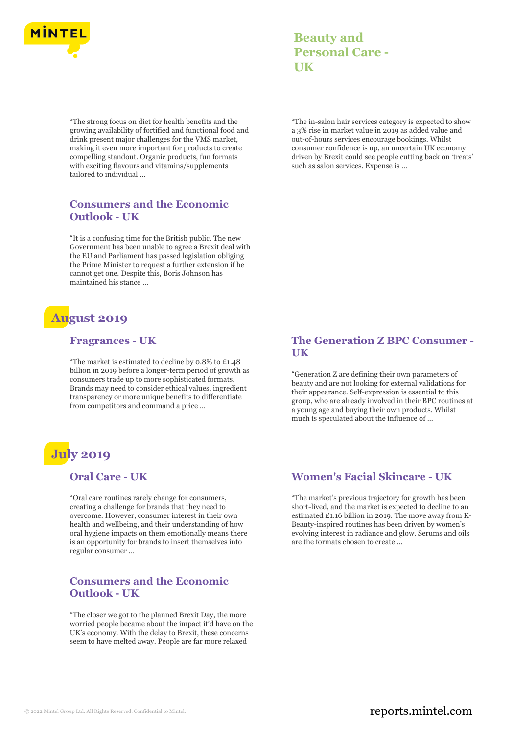## Beauty and Personal Care - UK

"The strong focus on diet for health benefits and the growing availability of fortified and functional food and drink present major challenges for the VMS market, making it even more important for products to create compelling standout. Organic products, fun formats with exciting flavours and vitamins/supplements tailored to individual ...

"The in-salon hair services category is expected to show a 3% rise in market value in 2019 as added value and out-of-hours services encourage bookings. Whilst consumer confidence is up, an uncertain UK economy driven by Brexit could see people cutting back on 'treats' such as salon services. Expense is ...

### Consumers and the Economic Outlook - UK

"It is a confusing time for the British public. The new Government has been unable to agree a Brexit deal with the EU and Parliament has passed legislation obliging the Prime Minister to request a further extension if he cannot get one. Despite this, Boris Johnson has maintained his stance ...

## August 2019

### Fragrances - UK

"The market is estimated to decline by 0.8% to £1.48 billion in 2019 before a longer-term period of growth as consumers trade up to more sophisticated formats. Brands may need to consider ethical values, ingredient transparency or more unique benefits to differentiate from competitors and command a price ...

### The Generation Z BPC Consumer - UK

"Generation Z are defining their own parameters of beauty and are not looking for external validations for their appearance. Self-expression is essential to this group, who are already involved in their BPC routines at a young age and buying their own products. Whilst much is speculated about the influence of ...

## July 2019

### Oral Care - UK

"Oral care routines rarely change for consumers, creating a challenge for brands that they need to overcome. However, consumer interest in their own health and wellbeing, and their understanding of how oral hygiene impacts on them emotionally means there is an opportunity for brands to insert themselves into regular consumer ...

### Women's Facial Skincare - UK

"The market's previous trajectory for growth has been short-lived, and the market is expected to decline to an estimated £1.16 billion in 2019. The move away from K-Beauty-inspired routines has been driven by women's evolving interest in radiance and glow. Serums and oils are the formats chosen to create ...

### Consumers and the Economic Outlook - UK

"The closer we got to the planned Brexit Day, the more worried people became about the impact it'd have on the UK's economy. With the delay to Brexit, these concerns seem to have melted away. People are far more relaxed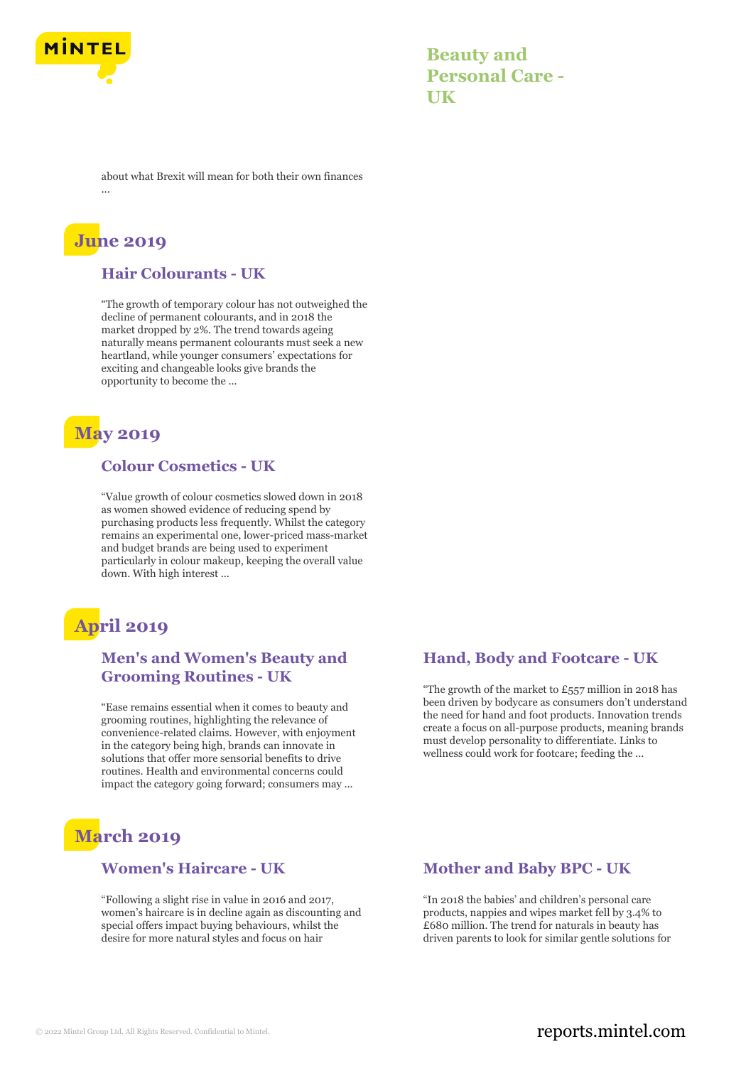about what Brexit will mean for both their own finances ...

## June 2019

### Hair Colourants - UK

"The growth of temporary colour has not outweighed the decline of permanent colourants, and in 2018 the market dropped by 2%. The trend towards ageing naturally means permanent colourants must seek a new heartland, while younger consumers' expectations for exciting and changeable looks give brands the opportunity to become the ...

## May 2019

### Colour Cosmetics - UK

"Value growth of colour cosmetics slowed down in 2018 as women showed evidence of reducing spend by purchasing products less frequently. Whilst the category remains an experimental one, lower-priced mass-market and budget brands are being used to experiment particularly in colour makeup, keeping the overall value down. With high interest ...

## April 2019

### Men's and Women's Beauty and Grooming Routines - UK

"Ease remains essential when it comes to beauty and grooming routines, highlighting the relevance of convenience-related claims. However, with enjoyment in the category being high, brands can innovate in solutions that offer more sensorial benefits to drive routines. Health and environmental concerns could impact the category going forward; consumers may ...

### Hand, Body and Footcare - UK

"The growth of the market to £557 million in 2018 has been driven by bodycare as consumers don't understand the need for hand and foot products. Innovation trends create a focus on all-purpose products, meaning brands must develop personality to differentiate. Links to wellness could work for footcare; feeding the ...

## March 2019

### Women's Haircare - UK

"Following a slight rise in value in 2016 and 2017, women's haircare is in decline again as discounting and special offers impact buying behaviours, whilst the desire for more natural styles and focus on hair

### Mother and Baby BPC - UK

"In 2018 the babies' and children's personal care products, nappies and wipes market fell by 3.4% to £680 million. The trend for naturals in beauty has driven parents to look for similar gentle solutions for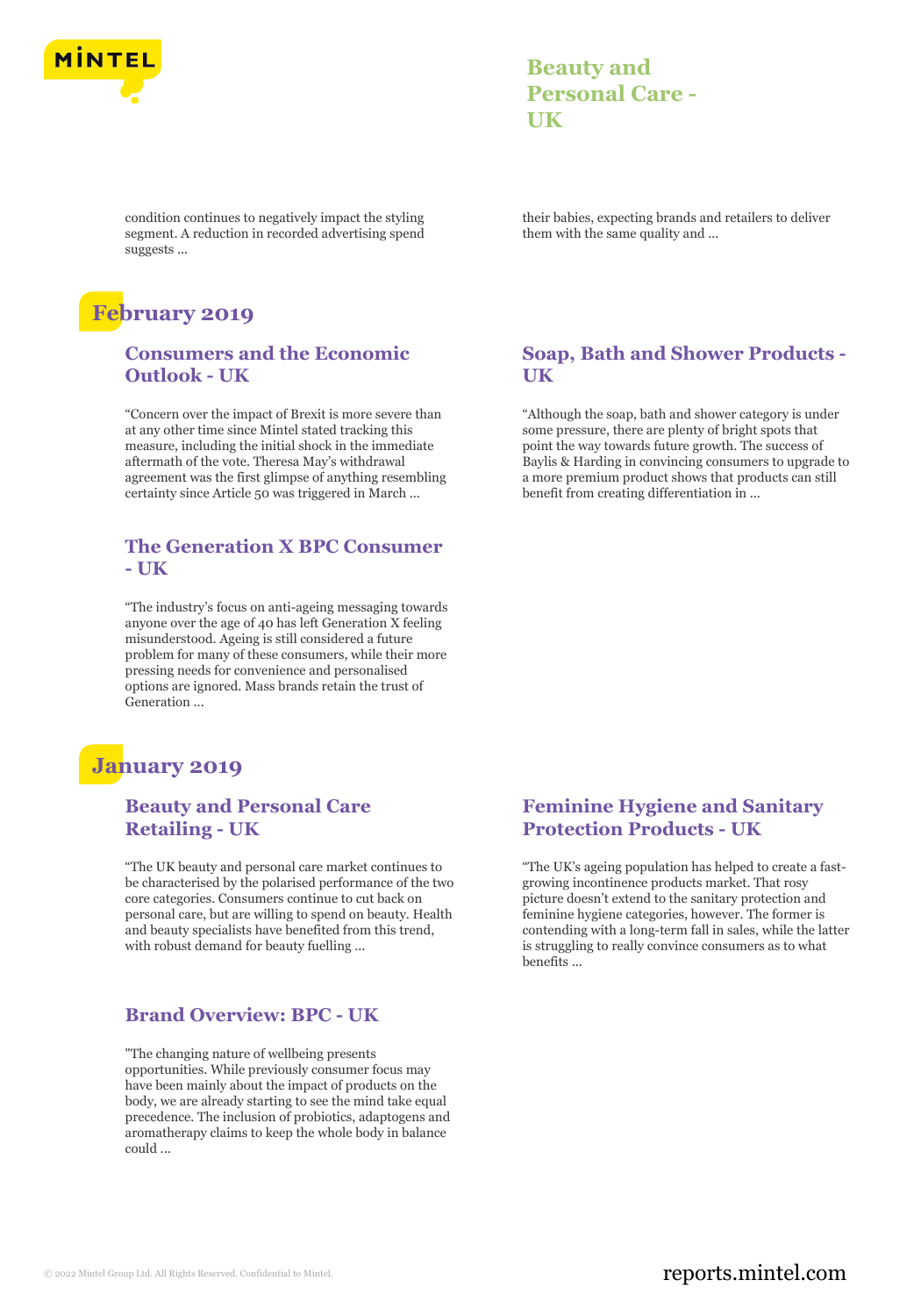condition continues to negatively impact the styling segment. A reduction in recorded advertising spend suggests ...

their babies, expecting brands and retailers to deliver them with the same quality and ...

## February 2019

### Consumers and the Economic Outlook - UK

“Concern over the impact of Brexit is more severe than at any other time since Mintel stated tracking this measure, including the initial shock in the immediate aftermath of the vote. Theresa May’s withdrawal agreement was the first glimpse of anything resembling certainty since Article 50 was triggered in March ...

### The Generation X BPC Consumer - UK

“The industry’s focus on anti-ageing messaging towards anyone over the age of 40 has left Generation X feeling misunderstood. Ageing is still considered a future problem for many of these consumers, while their more pressing needs for convenience and personalised options are ignored. Mass brands retain the trust of Generation ...

### Soap, Bath and Shower Products - UK

“Although the soap, bath and shower category is under some pressure, there are plenty of bright spots that point the way towards future growth. The success of Baylis & Harding in convincing consumers to upgrade to a more premium product shows that products can still benefit from creating differentiation in ...

## January 2019

### Beauty and Personal Care Retailing - UK

“The UK beauty and personal care market continues to be characterised by the polarised performance of the two core categories. Consumers continue to cut back on personal care, but are willing to spend on beauty. Health and beauty specialists have benefited from this trend, with robust demand for beauty fuelling ...

### Brand Overview: BPC - UK

"The changing nature of wellbeing presents opportunities. While previously consumer focus may have been mainly about the impact of products on the body, we are already starting to see the mind take equal precedence. The inclusion of probiotics, adaptogens and aromatherapy claims to keep the whole body in balance could ...

### Feminine Hygiene and Sanitary Protection Products - UK

“The UK’s ageing population has helped to create a fast-growing incontinence products market. That rosy picture doesn’t extend to the sanitary protection and feminine hygiene categories, however. The former is contending with a long-term fall in sales, while the latter is struggling to really convince consumers as to what benefits ...